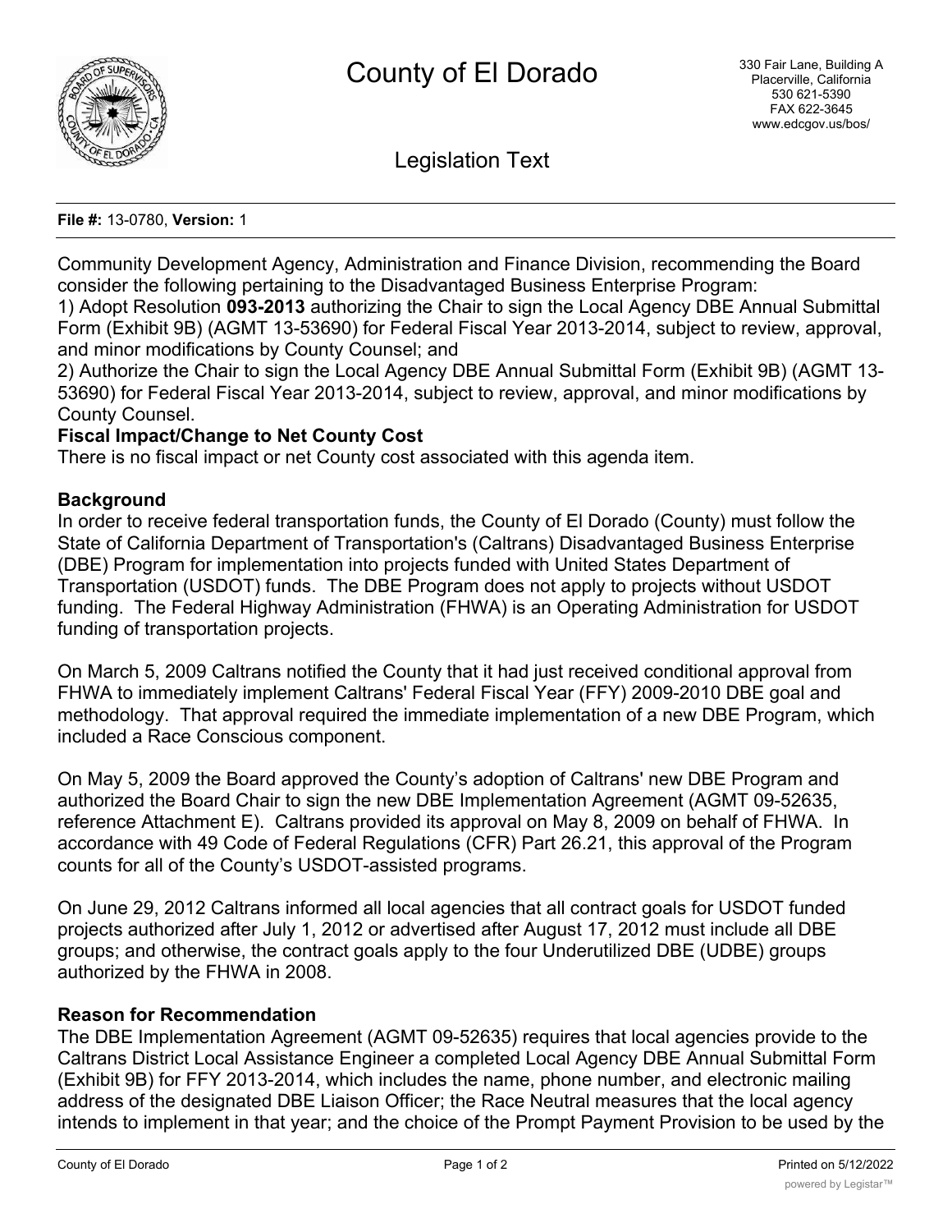# County of El Dorado

330 Fair Lane, Building A
Placerville, California
530 621-5390
FAX 622-3645
www.edcgov.us/bos/

## Legislation Text

**File #:** 13-0780, **Version:** 1

Community Development Agency, Administration and Finance Division, recommending the Board consider the following pertaining to the Disadvantaged Business Enterprise Program:
1) Adopt Resolution **093-2013** authorizing the Chair to sign the Local Agency DBE Annual Submittal Form (Exhibit 9B) (AGMT 13-53690) for Federal Fiscal Year 2013-2014, subject to review, approval, and minor modifications by County Counsel; and
2) Authorize the Chair to sign the Local Agency DBE Annual Submittal Form (Exhibit 9B) (AGMT 13-53690) for Federal Fiscal Year 2013-2014, subject to review, approval, and minor modifications by County Counsel.

**Fiscal Impact/Change to Net County Cost**

There is no fiscal impact or net County cost associated with this agenda item.

**Background**

In order to receive federal transportation funds, the County of El Dorado (County) must follow the State of California Department of Transportation's (Caltrans) Disadvantaged Business Enterprise (DBE) Program for implementation into projects funded with United States Department of Transportation (USDOT) funds. The DBE Program does not apply to projects without USDOT funding. The Federal Highway Administration (FHWA) is an Operating Administration for USDOT funding of transportation projects.

On March 5, 2009 Caltrans notified the County that it had just received conditional approval from FHWA to immediately implement Caltrans' Federal Fiscal Year (FFY) 2009-2010 DBE goal and methodology. That approval required the immediate implementation of a new DBE Program, which included a Race Conscious component.

On May 5, 2009 the Board approved the County's adoption of Caltrans' new DBE Program and authorized the Board Chair to sign the new DBE Implementation Agreement (AGMT 09-52635, reference Attachment E). Caltrans provided its approval on May 8, 2009 on behalf of FHWA. In accordance with 49 Code of Federal Regulations (CFR) Part 26.21, this approval of the Program counts for all of the County's USDOT-assisted programs.

On June 29, 2012 Caltrans informed all local agencies that all contract goals for USDOT funded projects authorized after July 1, 2012 or advertised after August 17, 2012 must include all DBE groups; and otherwise, the contract goals apply to the four Underutilized DBE (UDBE) groups authorized by the FHWA in 2008.

**Reason for Recommendation**

The DBE Implementation Agreement (AGMT 09-52635) requires that local agencies provide to the Caltrans District Local Assistance Engineer a completed Local Agency DBE Annual Submittal Form (Exhibit 9B) for FFY 2013-2014, which includes the name, phone number, and electronic mailing address of the designated DBE Liaison Officer; the Race Neutral measures that the local agency intends to implement in that year; and the choice of the Prompt Payment Provision to be used by the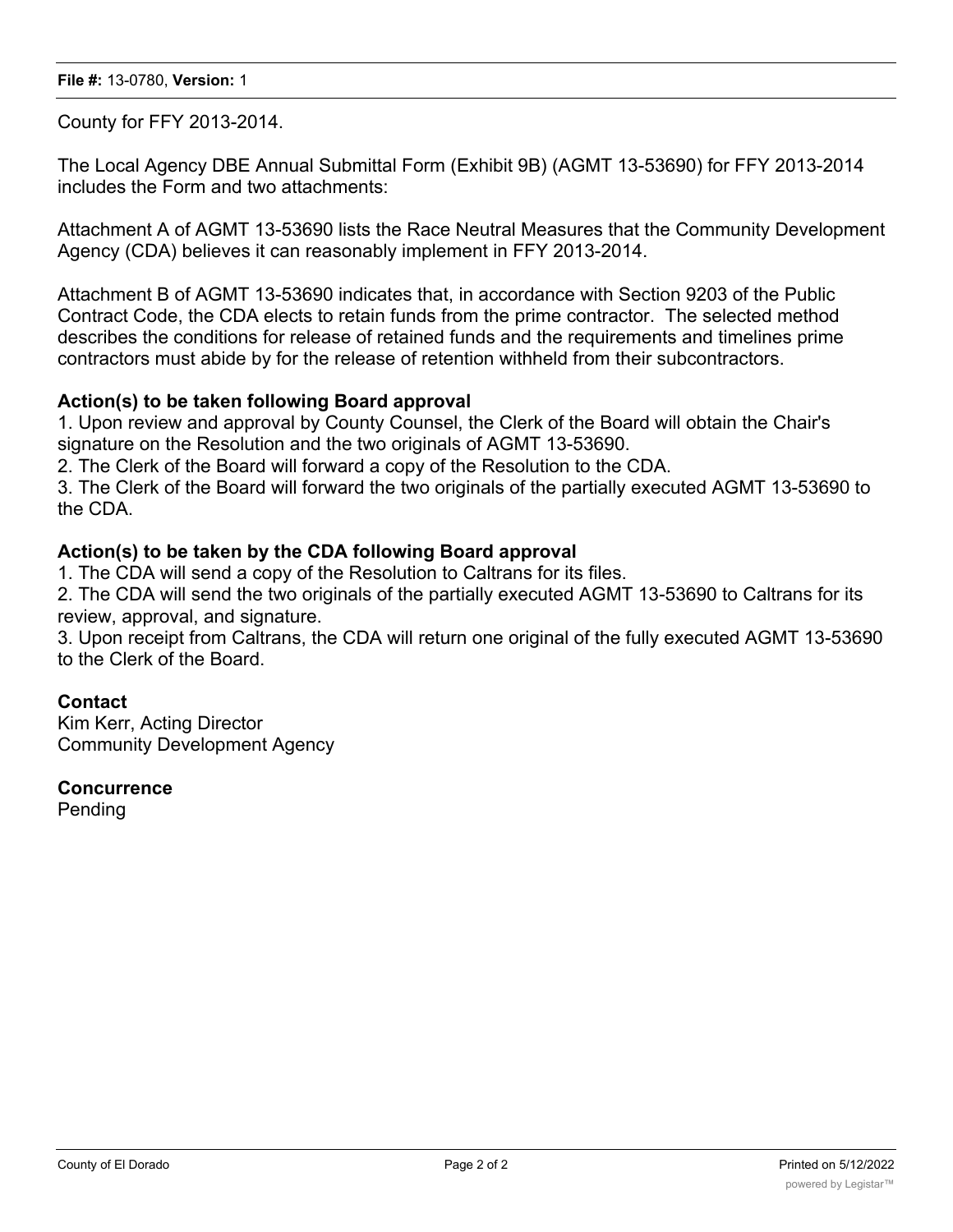County for FFY 2013-2014.

The Local Agency DBE Annual Submittal Form (Exhibit 9B) (AGMT 13-53690) for FFY 2013-2014 includes the Form and two attachments:

Attachment A of AGMT 13-53690 lists the Race Neutral Measures that the Community Development Agency (CDA) believes it can reasonably implement in FFY 2013-2014.

Attachment B of AGMT 13-53690 indicates that, in accordance with Section 9203 of the Public Contract Code, the CDA elects to retain funds from the prime contractor. The selected method describes the conditions for release of retained funds and the requirements and timelines prime contractors must abide by for the release of retention withheld from their subcontractors.

**Action(s) to be taken following Board approval**

1. Upon review and approval by County Counsel, the Clerk of the Board will obtain the Chair's signature on the Resolution and the two originals of AGMT 13-53690.
2. The Clerk of the Board will forward a copy of the Resolution to the CDA.
3. The Clerk of the Board will forward the two originals of the partially executed AGMT 13-53690 to the CDA.

**Action(s) to be taken by the CDA following Board approval**

1. The CDA will send a copy of the Resolution to Caltrans for its files.
2. The CDA will send the two originals of the partially executed AGMT 13-53690 to Caltrans for its review, approval, and signature.
3. Upon receipt from Caltrans, the CDA will return one original of the fully executed AGMT 13-53690 to the Clerk of the Board.

**Contact**

Kim Kerr, Acting Director
Community Development Agency

**Concurrence**

Pending